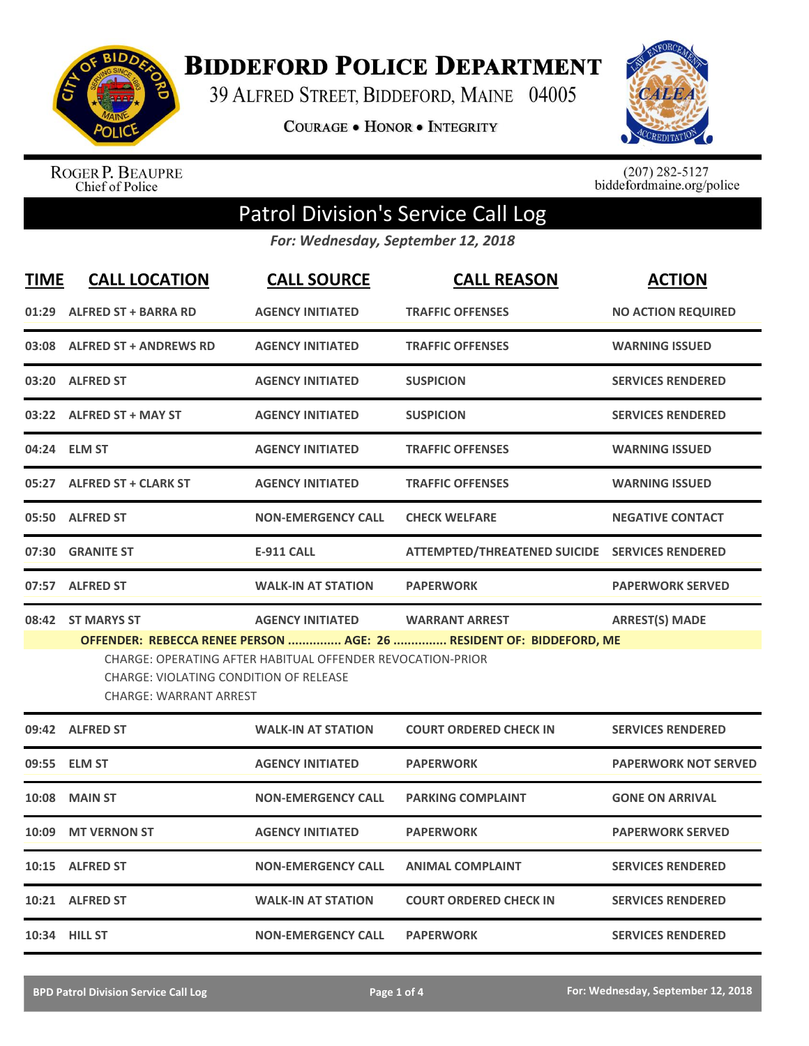# Biddeford Police Department

39 Alfred Street, Biddeford, Maine 04005

**Courage • Honor • Integrity**

Roger P. Beaupre
Chief of Police

(207) 282-5127
biddefordmaine.org/police

## Patrol Division's Service Call Log

*For: Wednesday, September 12, 2018*

| TIME | CALL LOCATION | CALL SOURCE | CALL REASON | ACTION |
|---|---|---|---|---|
| 01:29 | ALFRED ST + BARRA RD | AGENCY INITIATED | TRAFFIC OFFENSES | NO ACTION REQUIRED |
| 03:08 | ALFRED ST + ANDREWS RD | AGENCY INITIATED | TRAFFIC OFFENSES | WARNING ISSUED |
| 03:20 | ALFRED ST | AGENCY INITIATED | SUSPICION | SERVICES RENDERED |
| 03:22 | ALFRED ST + MAY ST | AGENCY INITIATED | SUSPICION | SERVICES RENDERED |
| 04:24 | ELM ST | AGENCY INITIATED | TRAFFIC OFFENSES | WARNING ISSUED |
| 05:27 | ALFRED ST + CLARK ST | AGENCY INITIATED | TRAFFIC OFFENSES | WARNING ISSUED |
| 05:50 | ALFRED ST | NON-EMERGENCY CALL | CHECK WELFARE | NEGATIVE CONTACT |
| 07:30 | GRANITE ST | E-911 CALL | ATTEMPTED/THREATENED SUICIDE | SERVICES RENDERED |
| 07:57 | ALFRED ST | WALK-IN AT STATION | PAPERWORK | PAPERWORK SERVED |
| 08:42 | ST MARYS ST | AGENCY INITIATED | WARRANT ARREST | ARREST(S) MADE |

**OFFENDER: REBECCA RENEE PERSON ............... AGE: 26 ............... RESIDENT OF: BIDDEFORD, ME**

CHARGE: OPERATING AFTER HABITUAL OFFENDER REVOCATION-PRIOR
CHARGE: VIOLATING CONDITION OF RELEASE
CHARGE: WARRANT ARREST

| TIME | CALL LOCATION | CALL SOURCE | CALL REASON | ACTION |
|---|---|---|---|---|
| 09:42 | ALFRED ST | WALK-IN AT STATION | COURT ORDERED CHECK IN | SERVICES RENDERED |
| 09:55 | ELM ST | AGENCY INITIATED | PAPERWORK | PAPERWORK NOT SERVED |
| 10:08 | MAIN ST | NON-EMERGENCY CALL | PARKING COMPLAINT | GONE ON ARRIVAL |
| 10:09 | MT VERNON ST | AGENCY INITIATED | PAPERWORK | PAPERWORK SERVED |
| 10:15 | ALFRED ST | NON-EMERGENCY CALL | ANIMAL COMPLAINT | SERVICES RENDERED |
| 10:21 | ALFRED ST | WALK-IN AT STATION | COURT ORDERED CHECK IN | SERVICES RENDERED |
| 10:34 | HILL ST | NON-EMERGENCY CALL | PAPERWORK | SERVICES RENDERED |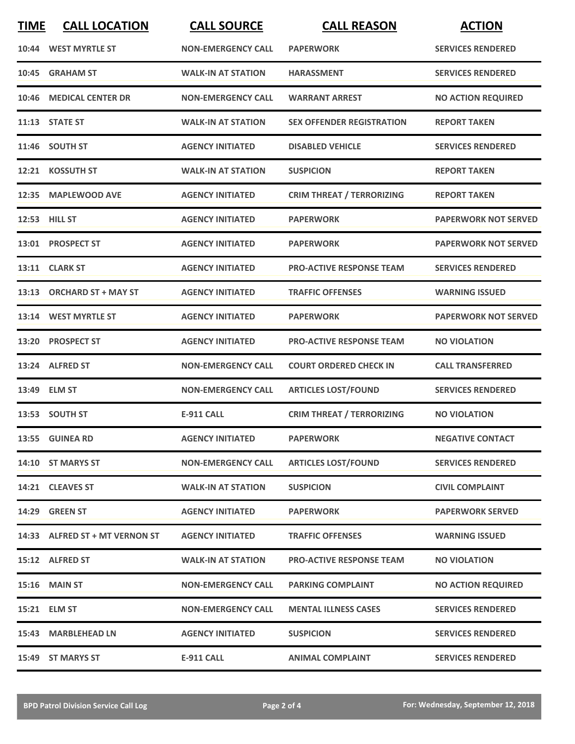| TIME | CALL LOCATION | CALL SOURCE | CALL REASON | ACTION |
|---|---|---|---|---|
| 10:44 | WEST MYRTLE ST | NON-EMERGENCY CALL | PAPERWORK | SERVICES RENDERED |
| 10:45 | GRAHAM ST | WALK-IN AT STATION | HARASSMENT | SERVICES RENDERED |
| 10:46 | MEDICAL CENTER DR | NON-EMERGENCY CALL | WARRANT ARREST | NO ACTION REQUIRED |
| 11:13 | STATE ST | WALK-IN AT STATION | SEX OFFENDER REGISTRATION | REPORT TAKEN |
| 11:46 | SOUTH ST | AGENCY INITIATED | DISABLED VEHICLE | SERVICES RENDERED |
| 12:21 | KOSSUTH ST | WALK-IN AT STATION | SUSPICION | REPORT TAKEN |
| 12:35 | MAPLEWOOD AVE | AGENCY INITIATED | CRIM THREAT / TERRORIZING | REPORT TAKEN |
| 12:53 | HILL ST | AGENCY INITIATED | PAPERWORK | PAPERWORK NOT SERVED |
| 13:01 | PROSPECT ST | AGENCY INITIATED | PAPERWORK | PAPERWORK NOT SERVED |
| 13:11 | CLARK ST | AGENCY INITIATED | PRO-ACTIVE RESPONSE TEAM | SERVICES RENDERED |
| 13:13 | ORCHARD ST + MAY ST | AGENCY INITIATED | TRAFFIC OFFENSES | WARNING ISSUED |
| 13:14 | WEST MYRTLE ST | AGENCY INITIATED | PAPERWORK | PAPERWORK NOT SERVED |
| 13:20 | PROSPECT ST | AGENCY INITIATED | PRO-ACTIVE RESPONSE TEAM | NO VIOLATION |
| 13:24 | ALFRED ST | NON-EMERGENCY CALL | COURT ORDERED CHECK IN | CALL TRANSFERRED |
| 13:49 | ELM ST | NON-EMERGENCY CALL | ARTICLES LOST/FOUND | SERVICES RENDERED |
| 13:53 | SOUTH ST | E-911 CALL | CRIM THREAT / TERRORIZING | NO VIOLATION |
| 13:55 | GUINEA RD | AGENCY INITIATED | PAPERWORK | NEGATIVE CONTACT |
| 14:10 | ST MARYS ST | NON-EMERGENCY CALL | ARTICLES LOST/FOUND | SERVICES RENDERED |
| 14:21 | CLEAVES ST | WALK-IN AT STATION | SUSPICION | CIVIL COMPLAINT |
| 14:29 | GREEN ST | AGENCY INITIATED | PAPERWORK | PAPERWORK SERVED |
| 14:33 | ALFRED ST + MT VERNON ST | AGENCY INITIATED | TRAFFIC OFFENSES | WARNING ISSUED |
| 15:12 | ALFRED ST | WALK-IN AT STATION | PRO-ACTIVE RESPONSE TEAM | NO VIOLATION |
| 15:16 | MAIN ST | NON-EMERGENCY CALL | PARKING COMPLAINT | NO ACTION REQUIRED |
| 15:21 | ELM ST | NON-EMERGENCY CALL | MENTAL ILLNESS CASES | SERVICES RENDERED |
| 15:43 | MARBLEHEAD LN | AGENCY INITIATED | SUSPICION | SERVICES RENDERED |
| 15:49 | ST MARYS ST | E-911 CALL | ANIMAL COMPLAINT | SERVICES RENDERED |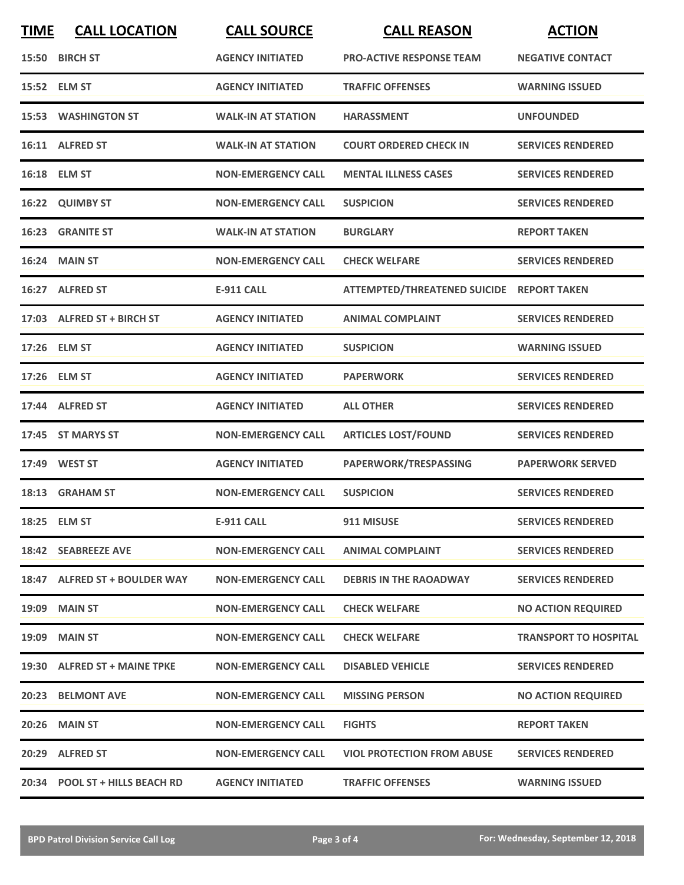| TIME | CALL LOCATION | CALL SOURCE | CALL REASON | ACTION |
|---|---|---|---|---|
| 15:50 | BIRCH ST | AGENCY INITIATED | PRO-ACTIVE RESPONSE TEAM | NEGATIVE CONTACT |
| 15:52 | ELM ST | AGENCY INITIATED | TRAFFIC OFFENSES | WARNING ISSUED |
| 15:53 | WASHINGTON ST | WALK-IN AT STATION | HARASSMENT | UNFOUNDED |
| 16:11 | ALFRED ST | WALK-IN AT STATION | COURT ORDERED CHECK IN | SERVICES RENDERED |
| 16:18 | ELM ST | NON-EMERGENCY CALL | MENTAL ILLNESS CASES | SERVICES RENDERED |
| 16:22 | QUIMBY ST | NON-EMERGENCY CALL | SUSPICION | SERVICES RENDERED |
| 16:23 | GRANITE ST | WALK-IN AT STATION | BURGLARY | REPORT TAKEN |
| 16:24 | MAIN ST | NON-EMERGENCY CALL | CHECK WELFARE | SERVICES RENDERED |
| 16:27 | ALFRED ST | E-911 CALL | ATTEMPTED/THREATENED SUICIDE | REPORT TAKEN |
| 17:03 | ALFRED ST + BIRCH ST | AGENCY INITIATED | ANIMAL COMPLAINT | SERVICES RENDERED |
| 17:26 | ELM ST | AGENCY INITIATED | SUSPICION | WARNING ISSUED |
| 17:26 | ELM ST | AGENCY INITIATED | PAPERWORK | SERVICES RENDERED |
| 17:44 | ALFRED ST | AGENCY INITIATED | ALL OTHER | SERVICES RENDERED |
| 17:45 | ST MARYS ST | NON-EMERGENCY CALL | ARTICLES LOST/FOUND | SERVICES RENDERED |
| 17:49 | WEST ST | AGENCY INITIATED | PAPERWORK/TRESPASSING | PAPERWORK SERVED |
| 18:13 | GRAHAM ST | NON-EMERGENCY CALL | SUSPICION | SERVICES RENDERED |
| 18:25 | ELM ST | E-911 CALL | 911 MISUSE | SERVICES RENDERED |
| 18:42 | SEABREEZE AVE | NON-EMERGENCY CALL | ANIMAL COMPLAINT | SERVICES RENDERED |
| 18:47 | ALFRED ST + BOULDER WAY | NON-EMERGENCY CALL | DEBRIS IN THE RAOADWAY | SERVICES RENDERED |
| 19:09 | MAIN ST | NON-EMERGENCY CALL | CHECK WELFARE | NO ACTION REQUIRED |
| 19:09 | MAIN ST | NON-EMERGENCY CALL | CHECK WELFARE | TRANSPORT TO HOSPITAL |
| 19:30 | ALFRED ST + MAINE TPKE | NON-EMERGENCY CALL | DISABLED VEHICLE | SERVICES RENDERED |
| 20:23 | BELMONT AVE | NON-EMERGENCY CALL | MISSING PERSON | NO ACTION REQUIRED |
| 20:26 | MAIN ST | NON-EMERGENCY CALL | FIGHTS | REPORT TAKEN |
| 20:29 | ALFRED ST | NON-EMERGENCY CALL | VIOL PROTECTION FROM ABUSE | SERVICES RENDERED |
| 20:34 | POOL ST + HILLS BEACH RD | AGENCY INITIATED | TRAFFIC OFFENSES | WARNING ISSUED |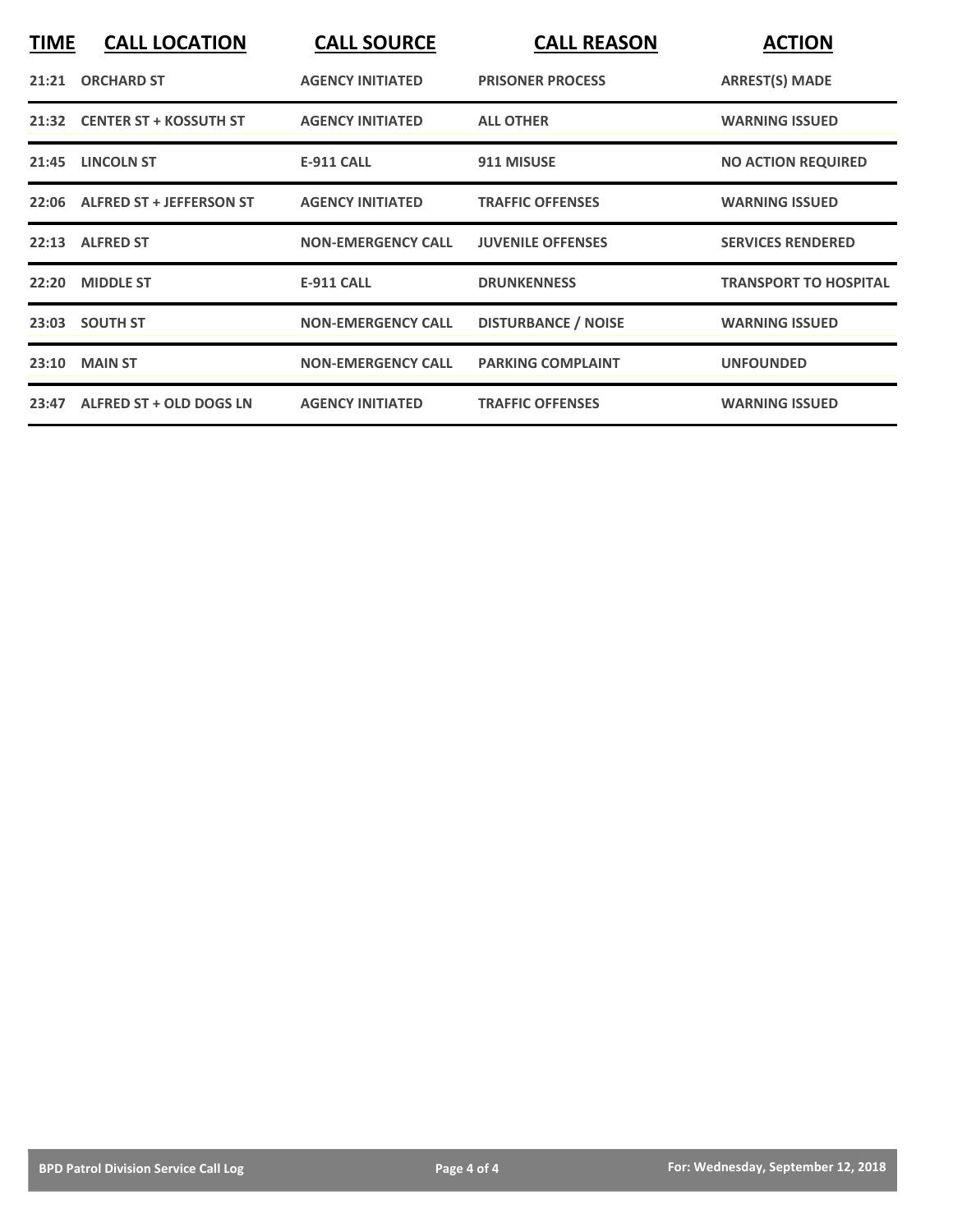| TIME | CALL LOCATION | CALL SOURCE | CALL REASON | ACTION |
|---|---|---|---|---|
| 21:21 | ORCHARD ST | AGENCY INITIATED | PRISONER PROCESS | ARREST(S) MADE |
| 21:32 | CENTER ST + KOSSUTH ST | AGENCY INITIATED | ALL OTHER | WARNING ISSUED |
| 21:45 | LINCOLN ST | E-911 CALL | 911 MISUSE | NO ACTION REQUIRED |
| 22:06 | ALFRED ST + JEFFERSON ST | AGENCY INITIATED | TRAFFIC OFFENSES | WARNING ISSUED |
| 22:13 | ALFRED ST | NON-EMERGENCY CALL | JUVENILE OFFENSES | SERVICES RENDERED |
| 22:20 | MIDDLE ST | E-911 CALL | DRUNKENNESS | TRANSPORT TO HOSPITAL |
| 23:03 | SOUTH ST | NON-EMERGENCY CALL | DISTURBANCE / NOISE | WARNING ISSUED |
| 23:10 | MAIN ST | NON-EMERGENCY CALL | PARKING COMPLAINT | UNFOUNDED |
| 23:47 | ALFRED ST + OLD DOGS LN | AGENCY INITIATED | TRAFFIC OFFENSES | WARNING ISSUED |